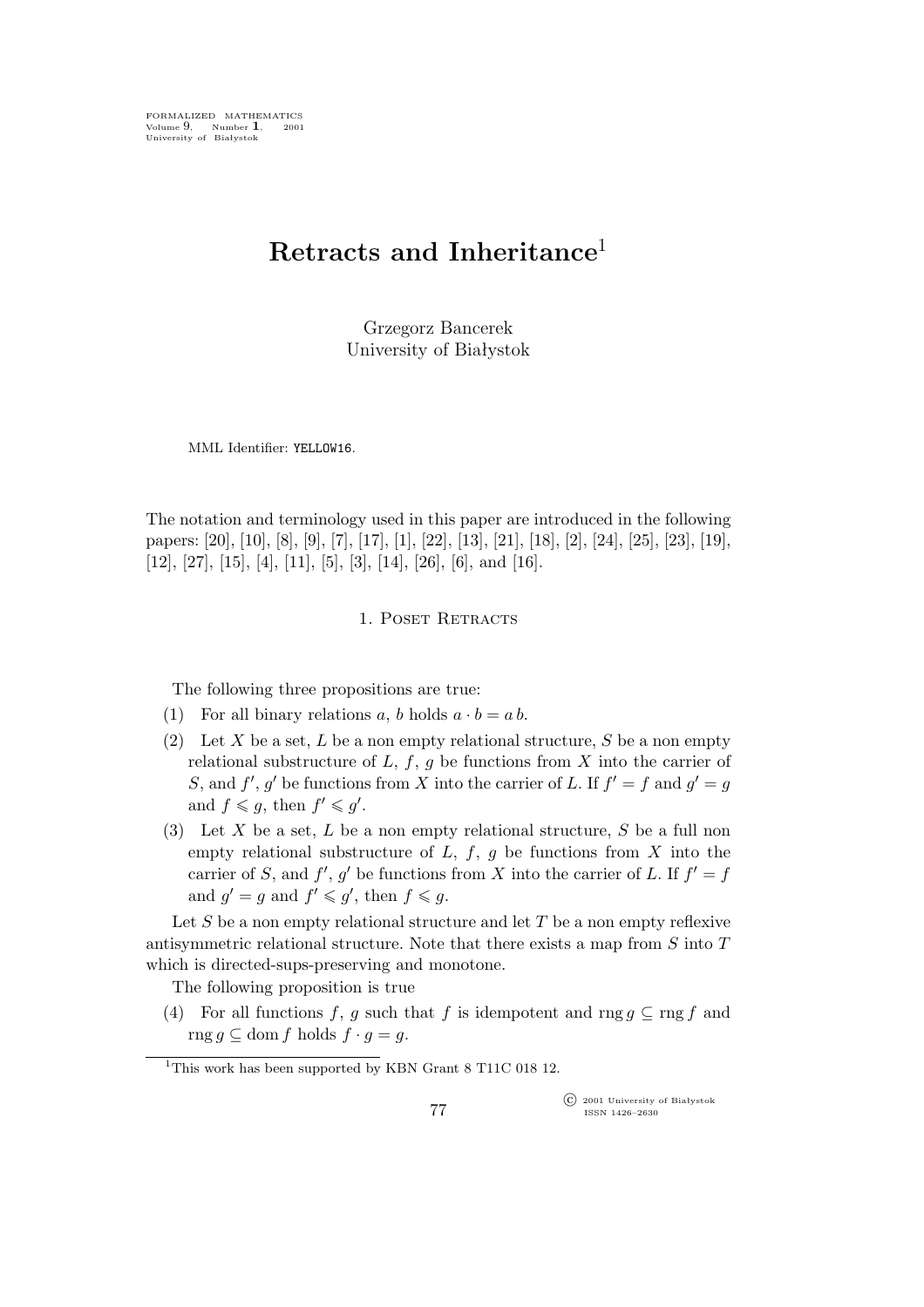# Retracts and Inheritance[1]

Grzegorz Bancerek
University of Białystok

MML Identifier: YELLOW16.

The notation and terminology used in this paper are introduced in the following papers: [20], [10], [8], [9], [7], [17], [1], [22], [13], [21], [18], [2], [24], [25], [23], [19], [12], [27], [15], [4], [11], [5], [3], [14], [26], [6], and [16].

## 1. Poset Retracts

The following three propositions are true:

(1) For all binary relations $a$, $b$ holds $a \cdot b = a\, b$.

(2) Let $X$ be a set, $L$ be a non empty relational structure, $S$ be a non empty relational substructure of $L$, $f$, $g$ be functions from $X$ into the carrier of $S$, and $f'$, $g'$ be functions from $X$ into the carrier of $L$. If $f' = f$ and $g' = g$ and $f \leqslant g$, then $f' \leqslant g'$.

(3) Let $X$ be a set, $L$ be a non empty relational structure, $S$ be a full non empty relational substructure of $L$, $f$, $g$ be functions from $X$ into the carrier of $S$, and $f'$, $g'$ be functions from $X$ into the carrier of $L$. If $f' = f$ and $g' = g$ and $f' \leqslant g'$, then $f \leqslant g$.

Let $S$ be a non empty relational structure and let $T$ be a non empty reflexive antisymmetric relational structure. Note that there exists a map from $S$ into $T$ which is directed-sups-preserving and monotone.

The following proposition is true

(4) For all functions $f$, $g$ such that $f$ is idempotent and $\operatorname{rng} g \subseteq \operatorname{rng} f$ and $\operatorname{rng} g \subseteq \operatorname{dom} f$ holds $f \cdot g = g$.

[1]This work has been supported by KBN Grant 8 T11C 018 12.

© 2001 University of Białystok
ISSN 1426–2630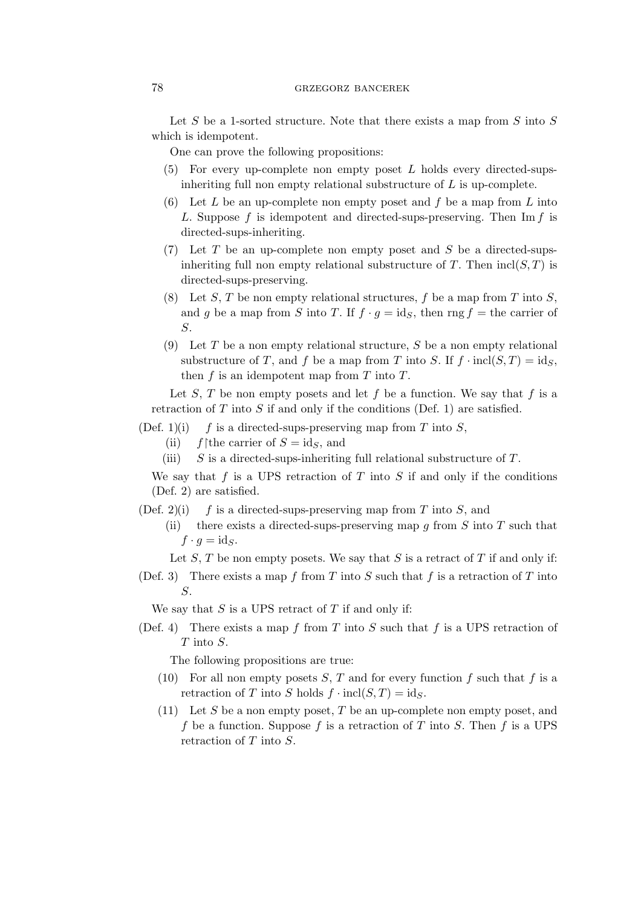Let $S$ be a 1-sorted structure. Note that there exists a map from $S$ into $S$ which is idempotent.

One can prove the following propositions:

(5) For every up-complete non empty poset $L$ holds every directed-sups-inheriting full non empty relational substructure of $L$ is up-complete.

(6) Let $L$ be an up-complete non empty poset and $f$ be a map from $L$ into $L$. Suppose $f$ is idempotent and directed-sups-preserving. Then $\operatorname{Im} f$ is directed-sups-inheriting.

(7) Let $T$ be an up-complete non empty poset and $S$ be a directed-sups-inheriting full non empty relational substructure of $T$. Then $\operatorname{incl}(S, T)$ is directed-sups-preserving.

(8) Let $S$, $T$ be non empty relational structures, $f$ be a map from $T$ into $S$, and $g$ be a map from $S$ into $T$. If $f \cdot g = \mathrm{id}_S$, then $\operatorname{rng} f =$ the carrier of $S$.

(9) Let $T$ be a non empty relational structure, $S$ be a non empty relational substructure of $T$, and $f$ be a map from $T$ into $S$. If $f \cdot \operatorname{incl}(S, T) = \mathrm{id}_S$, then $f$ is an idempotent map from $T$ into $T$.

Let $S$, $T$ be non empty posets and let $f$ be a function. We say that $f$ is a retraction of $T$ into $S$ if and only if the conditions (Def. 1) are satisfied.

(Def. 1)(i) $f$ is a directed-sups-preserving map from $T$ into $S$,

(ii) $f {\restriction}$the carrier of $S = \mathrm{id}_S$, and

(iii) $S$ is a directed-sups-inheriting full relational substructure of $T$.

We say that $f$ is a UPS retraction of $T$ into $S$ if and only if the conditions (Def. 2) are satisfied.

(Def. 2)(i) $f$ is a directed-sups-preserving map from $T$ into $S$, and

(ii) there exists a directed-sups-preserving map $g$ from $S$ into $T$ such that $f \cdot g = \mathrm{id}_S$.

Let $S$, $T$ be non empty posets. We say that $S$ is a retract of $T$ if and only if:

(Def. 3) There exists a map $f$ from $T$ into $S$ such that $f$ is a retraction of $T$ into $S$.

We say that $S$ is a UPS retract of $T$ if and only if:

(Def. 4) There exists a map $f$ from $T$ into $S$ such that $f$ is a UPS retraction of $T$ into $S$.

The following propositions are true:

(10) For all non empty posets $S$, $T$ and for every function $f$ such that $f$ is a retraction of $T$ into $S$ holds $f \cdot \operatorname{incl}(S, T) = \mathrm{id}_S$.

(11) Let $S$ be a non empty poset, $T$ be an up-complete non empty poset, and $f$ be a function. Suppose $f$ is a retraction of $T$ into $S$. Then $f$ is a UPS retraction of $T$ into $S$.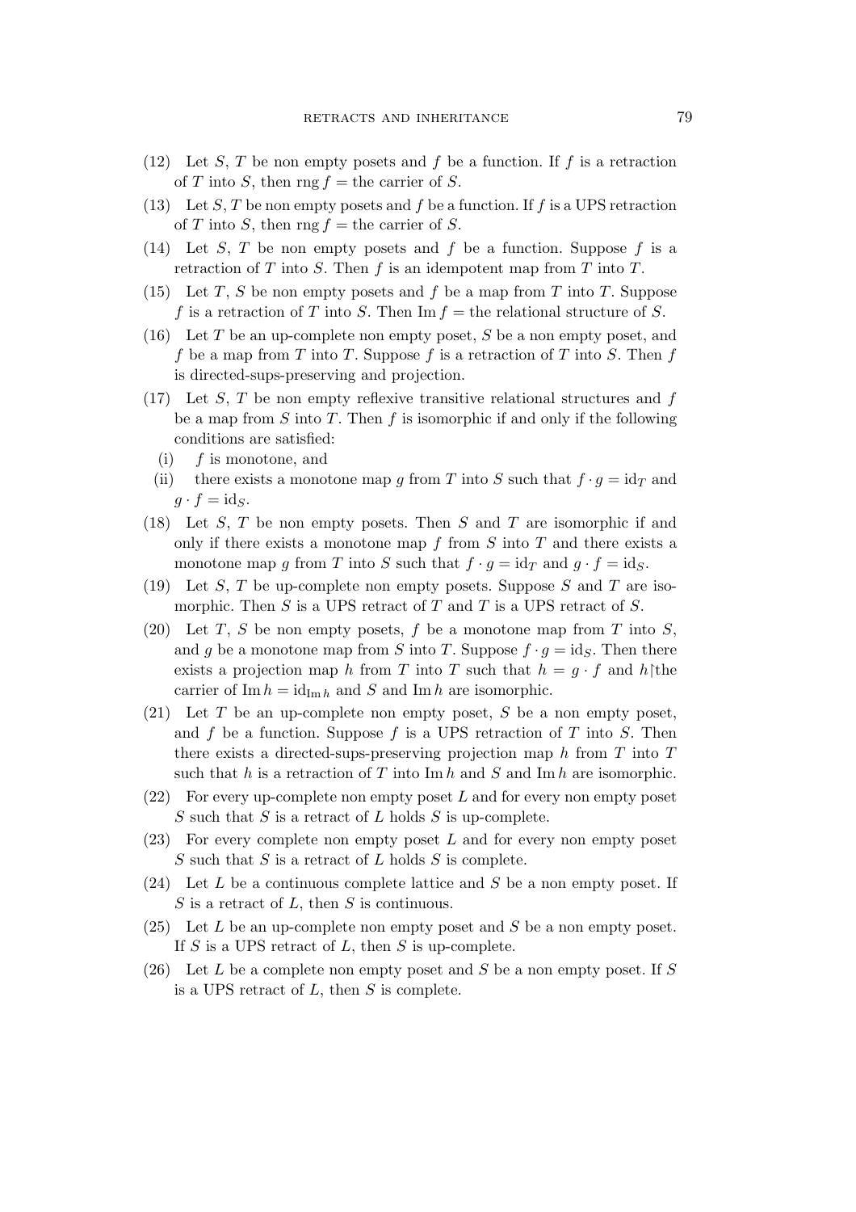(12) Let $S$, $T$ be non empty posets and $f$ be a function. If $f$ is a retraction of $T$ into $S$, then $\operatorname{rng} f =$ the carrier of $S$.

(13) Let $S, T$ be non empty posets and $f$ be a function. If $f$ is a UPS retraction of $T$ into $S$, then $\operatorname{rng} f =$ the carrier of $S$.

(14) Let $S$, $T$ be non empty posets and $f$ be a function. Suppose $f$ is a retraction of $T$ into $S$. Then $f$ is an idempotent map from $T$ into $T$.

(15) Let $T$, $S$ be non empty posets and $f$ be a map from $T$ into $T$. Suppose $f$ is a retraction of $T$ into $S$. Then $\operatorname{Im} f =$ the relational structure of $S$.

(16) Let $T$ be an up-complete non empty poset, $S$ be a non empty poset, and $f$ be a map from $T$ into $T$. Suppose $f$ is a retraction of $T$ into $S$. Then $f$ is directed-sups-preserving and projection.

(17) Let $S$, $T$ be non empty reflexive transitive relational structures and $f$ be a map from $S$ into $T$. Then $f$ is isomorphic if and only if the following conditions are satisfied:

  (i) $f$ is monotone, and

  (ii) there exists a monotone map $g$ from $T$ into $S$ such that $f \cdot g = \mathrm{id}_T$ and $g \cdot f = \mathrm{id}_S$.

(18) Let $S$, $T$ be non empty posets. Then $S$ and $T$ are isomorphic if and only if there exists a monotone map $f$ from $S$ into $T$ and there exists a monotone map $g$ from $T$ into $S$ such that $f \cdot g = \mathrm{id}_T$ and $g \cdot f = \mathrm{id}_S$.

(19) Let $S$, $T$ be up-complete non empty posets. Suppose $S$ and $T$ are isomorphic. Then $S$ is a UPS retract of $T$ and $T$ is a UPS retract of $S$.

(20) Let $T$, $S$ be non empty posets, $f$ be a monotone map from $T$ into $S$, and $g$ be a monotone map from $S$ into $T$. Suppose $f \cdot g = \mathrm{id}_S$. Then there exists a projection map $h$ from $T$ into $T$ such that $h = g \cdot f$ and $h{\restriction}$the carrier of $\operatorname{Im} h = \mathrm{id}_{\operatorname{Im} h}$ and $S$ and $\operatorname{Im} h$ are isomorphic.

(21) Let $T$ be an up-complete non empty poset, $S$ be a non empty poset, and $f$ be a function. Suppose $f$ is a UPS retraction of $T$ into $S$. Then there exists a directed-sups-preserving projection map $h$ from $T$ into $T$ such that $h$ is a retraction of $T$ into $\operatorname{Im} h$ and $S$ and $\operatorname{Im} h$ are isomorphic.

(22) For every up-complete non empty poset $L$ and for every non empty poset $S$ such that $S$ is a retract of $L$ holds $S$ is up-complete.

(23) For every complete non empty poset $L$ and for every non empty poset $S$ such that $S$ is a retract of $L$ holds $S$ is complete.

(24) Let $L$ be a continuous complete lattice and $S$ be a non empty poset. If $S$ is a retract of $L$, then $S$ is continuous.

(25) Let $L$ be an up-complete non empty poset and $S$ be a non empty poset. If $S$ is a UPS retract of $L$, then $S$ is up-complete.

(26) Let $L$ be a complete non empty poset and $S$ be a non empty poset. If $S$ is a UPS retract of $L$, then $S$ is complete.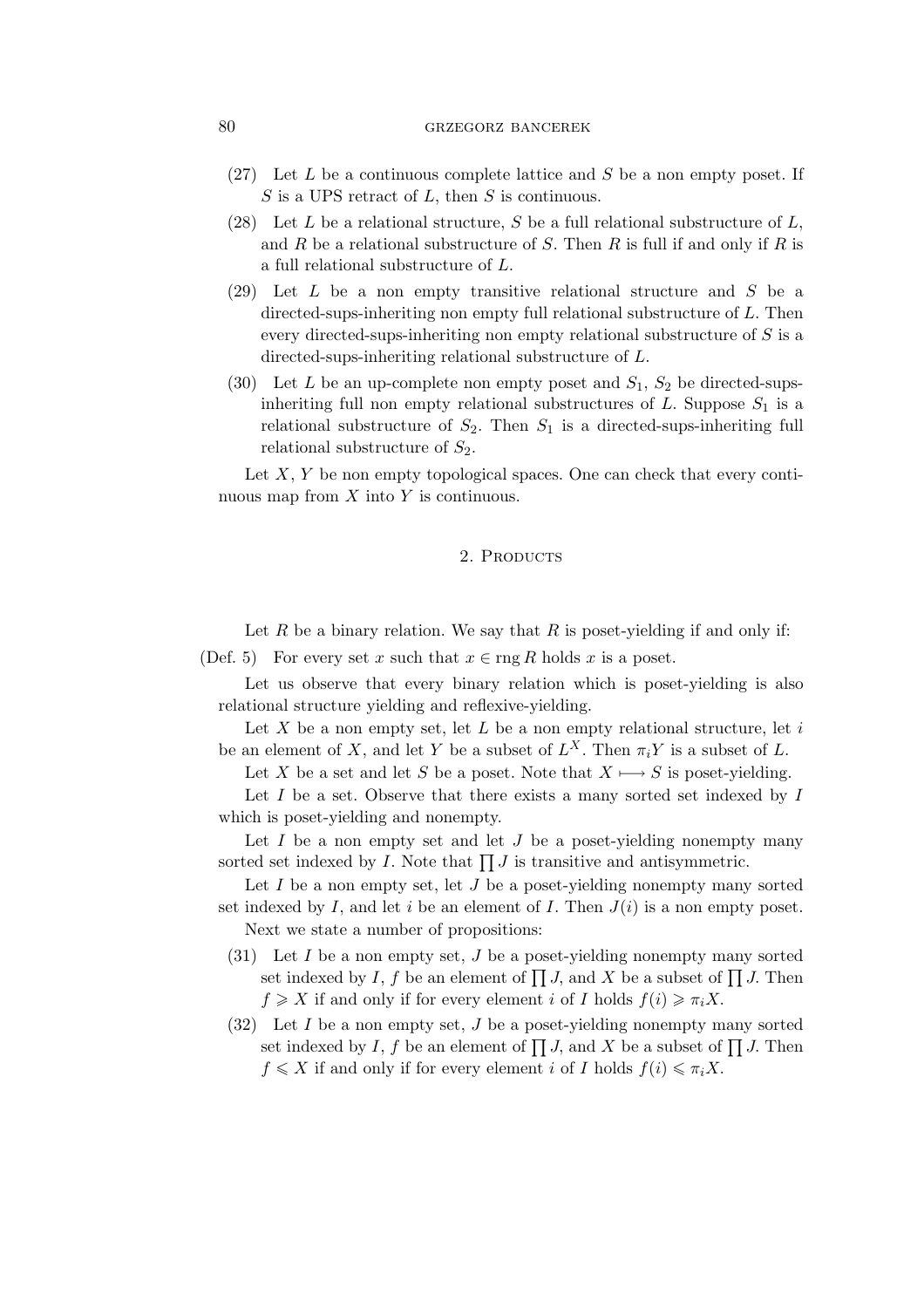(27) Let $L$ be a continuous complete lattice and $S$ be a non empty poset. If $S$ is a UPS retract of $L$, then $S$ is continuous.

(28) Let $L$ be a relational structure, $S$ be a full relational substructure of $L$, and $R$ be a relational substructure of $S$. Then $R$ is full if and only if $R$ is a full relational substructure of $L$.

(29) Let $L$ be a non empty transitive relational structure and $S$ be a directed-sups-inheriting non empty full relational substructure of $L$. Then every directed-sups-inheriting non empty relational substructure of $S$ is a directed-sups-inheriting relational substructure of $L$.

(30) Let $L$ be an up-complete non empty poset and $S_1$, $S_2$ be directed-sups-inheriting full non empty relational substructures of $L$. Suppose $S_1$ is a relational substructure of $S_2$. Then $S_1$ is a directed-sups-inheriting full relational substructure of $S_2$.

Let $X$, $Y$ be non empty topological spaces. One can check that every continuous map from $X$ into $Y$ is continuous.

## 2. Products

Let $R$ be a binary relation. We say that $R$ is poset-yielding if and only if:

(Def. 5) For every set $x$ such that $x \in \operatorname{rng} R$ holds $x$ is a poset.

Let us observe that every binary relation which is poset-yielding is also relational structure yielding and reflexive-yielding.

Let $X$ be a non empty set, let $L$ be a non empty relational structure, let $i$ be an element of $X$, and let $Y$ be a subset of $L^X$. Then $\pi_i Y$ is a subset of $L$.

Let $X$ be a set and let $S$ be a poset. Note that $X \longmapsto S$ is poset-yielding.

Let $I$ be a set. Observe that there exists a many sorted set indexed by $I$ which is poset-yielding and nonempty.

Let $I$ be a non empty set and let $J$ be a poset-yielding nonempty many sorted set indexed by $I$. Note that $\prod J$ is transitive and antisymmetric.

Let $I$ be a non empty set, let $J$ be a poset-yielding nonempty many sorted set indexed by $I$, and let $i$ be an element of $I$. Then $J(i)$ is a non empty poset.

Next we state a number of propositions:

(31) Let $I$ be a non empty set, $J$ be a poset-yielding nonempty many sorted set indexed by $I$, $f$ be an element of $\prod J$, and $X$ be a subset of $\prod J$. Then $f \geqslant X$ if and only if for every element $i$ of $I$ holds $f(i) \geqslant \pi_i X$.

(32) Let $I$ be a non empty set, $J$ be a poset-yielding nonempty many sorted set indexed by $I$, $f$ be an element of $\prod J$, and $X$ be a subset of $\prod J$. Then $f \leqslant X$ if and only if for every element $i$ of $I$ holds $f(i) \leqslant \pi_i X$.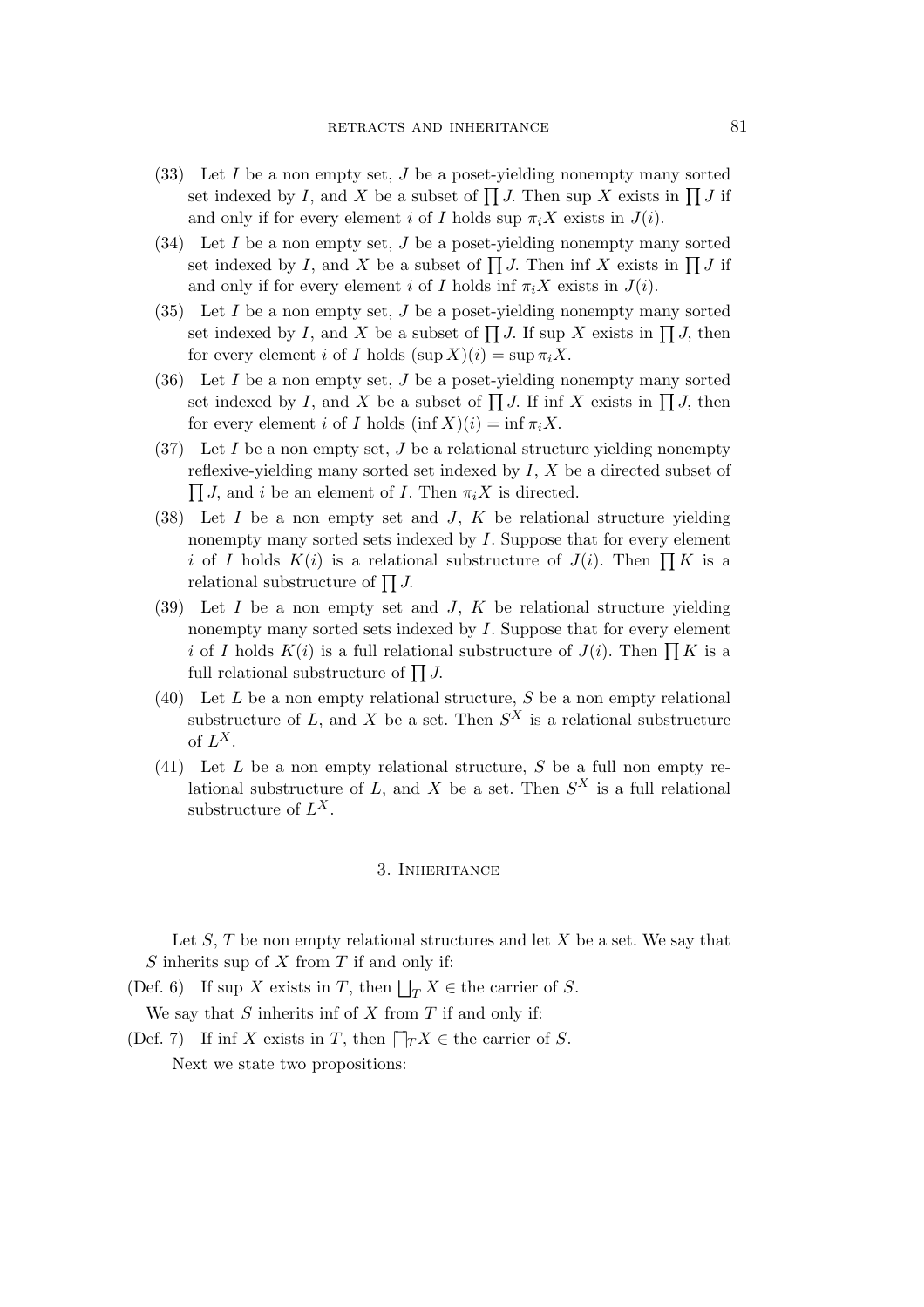(33) Let $I$ be a non empty set, $J$ be a poset-yielding nonempty many sorted set indexed by $I$, and $X$ be a subset of $\prod J$. Then sup $X$ exists in $\prod J$ if and only if for every element $i$ of $I$ holds sup $\pi_i X$ exists in $J(i)$.

(34) Let $I$ be a non empty set, $J$ be a poset-yielding nonempty many sorted set indexed by $I$, and $X$ be a subset of $\prod J$. Then inf $X$ exists in $\prod J$ if and only if for every element $i$ of $I$ holds inf $\pi_i X$ exists in $J(i)$.

(35) Let $I$ be a non empty set, $J$ be a poset-yielding nonempty many sorted set indexed by $I$, and $X$ be a subset of $\prod J$. If sup $X$ exists in $\prod J$, then for every element $i$ of $I$ holds $(\sup X)(i) = \sup \pi_i X$.

(36) Let $I$ be a non empty set, $J$ be a poset-yielding nonempty many sorted set indexed by $I$, and $X$ be a subset of $\prod J$. If inf $X$ exists in $\prod J$, then for every element $i$ of $I$ holds $(\inf X)(i) = \inf \pi_i X$.

(37) Let $I$ be a non empty set, $J$ be a relational structure yielding nonempty reflexive-yielding many sorted set indexed by $I$, $X$ be a directed subset of $\prod J$, and $i$ be an element of $I$. Then $\pi_i X$ is directed.

(38) Let $I$ be a non empty set and $J$, $K$ be relational structure yielding nonempty many sorted sets indexed by $I$. Suppose that for every element $i$ of $I$ holds $K(i)$ is a relational substructure of $J(i)$. Then $\prod K$ is a relational substructure of $\prod J$.

(39) Let $I$ be a non empty set and $J$, $K$ be relational structure yielding nonempty many sorted sets indexed by $I$. Suppose that for every element $i$ of $I$ holds $K(i)$ is a full relational substructure of $J(i)$. Then $\prod K$ is a full relational substructure of $\prod J$.

(40) Let $L$ be a non empty relational structure, $S$ be a non empty relational substructure of $L$, and $X$ be a set. Then $S^X$ is a relational substructure of $L^X$.

(41) Let $L$ be a non empty relational structure, $S$ be a full non empty relational substructure of $L$, and $X$ be a set. Then $S^X$ is a full relational substructure of $L^X$.

## 3. Inheritance

Let $S$, $T$ be non empty relational structures and let $X$ be a set. We say that $S$ inherits sup of $X$ from $T$ if and only if:

(Def. 6) If sup $X$ exists in $T$, then $\bigsqcup_T X \in$ the carrier of $S$.

We say that $S$ inherits inf of $X$ from $T$ if and only if:

(Def. 7) If inf $X$ exists in $T$, then $\bigsqcap_T X \in$ the carrier of $S$.

Next we state two propositions: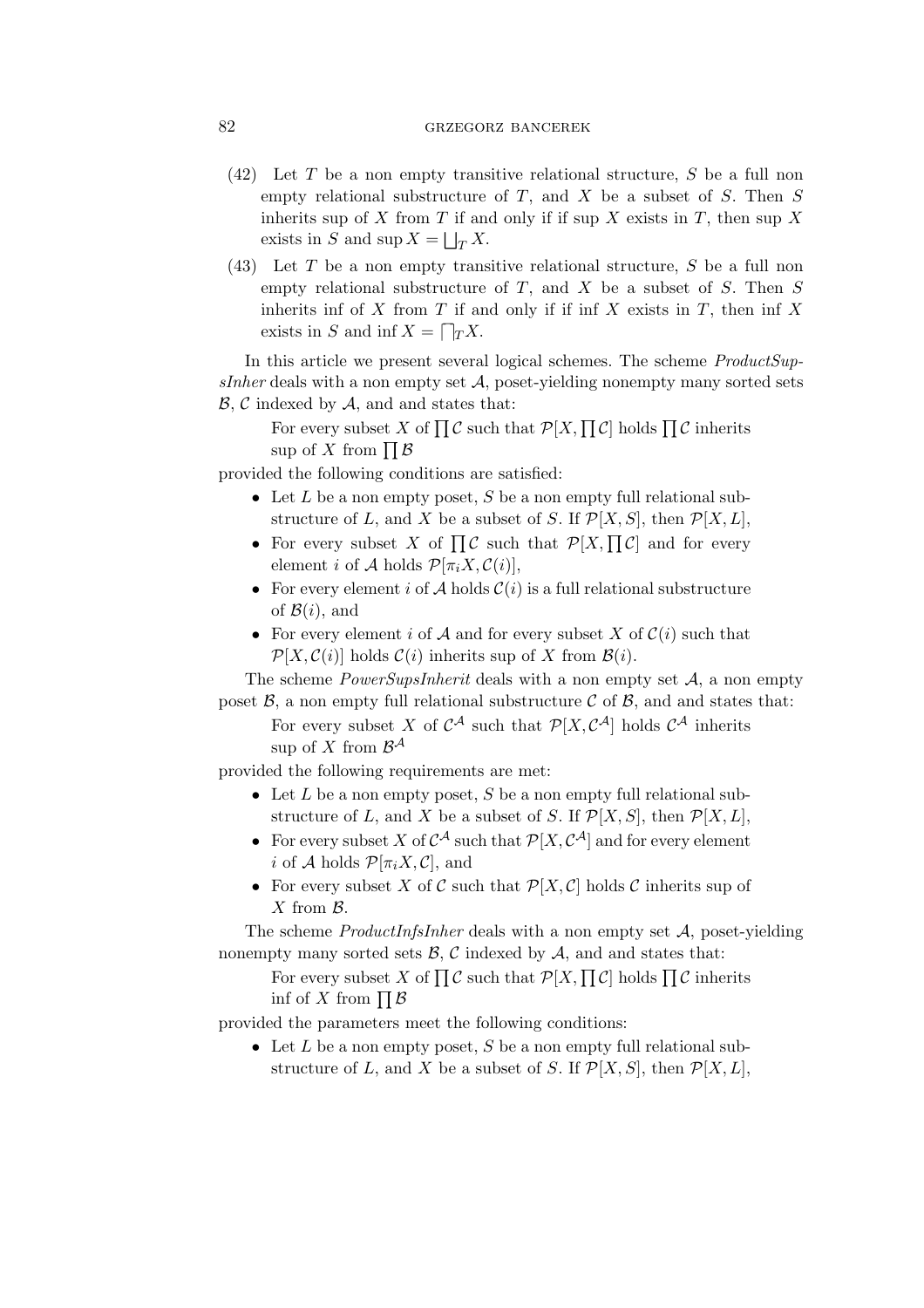(42) Let $T$ be a non empty transitive relational structure, $S$ be a full non empty relational substructure of $T$, and $X$ be a subset of $S$. Then $S$ inherits sup of $X$ from $T$ if and only if if sup $X$ exists in $T$, then sup $X$ exists in $S$ and $\sup X = \bigsqcup_T X$.

(43) Let $T$ be a non empty transitive relational structure, $S$ be a full non empty relational substructure of $T$, and $X$ be a subset of $S$. Then $S$ inherits inf of $X$ from $T$ if and only if if inf $X$ exists in $T$, then inf $X$ exists in $S$ and $\inf X = \bigsqcap_T X$.

In this article we present several logical schemes. The scheme *ProductSupsInher* deals with a non empty set $\mathcal{A}$, poset-yielding nonempty many sorted sets $\mathcal{B}$, $\mathcal{C}$ indexed by $\mathcal{A}$, and and states that:

> For every subset $X$ of $\prod \mathcal{C}$ such that $\mathcal{P}[X, \prod \mathcal{C}]$ holds $\prod \mathcal{C}$ inherits sup of $X$ from $\prod \mathcal{B}$

provided the following conditions are satisfied:

- Let $L$ be a non empty poset, $S$ be a non empty full relational substructure of $L$, and $X$ be a subset of $S$. If $\mathcal{P}[X, S]$, then $\mathcal{P}[X, L]$,
- For every subset $X$ of $\prod \mathcal{C}$ such that $\mathcal{P}[X, \prod \mathcal{C}]$ and for every element $i$ of $\mathcal{A}$ holds $\mathcal{P}[\pi_i X, \mathcal{C}(i)]$,
- For every element $i$ of $\mathcal{A}$ holds $\mathcal{C}(i)$ is a full relational substructure of $\mathcal{B}(i)$, and
- For every element $i$ of $\mathcal{A}$ and for every subset $X$ of $\mathcal{C}(i)$ such that $\mathcal{P}[X, \mathcal{C}(i)]$ holds $\mathcal{C}(i)$ inherits sup of $X$ from $\mathcal{B}(i)$.

The scheme *PowerSupsInherit* deals with a non empty set $\mathcal{A}$, a non empty poset $\mathcal{B}$, a non empty full relational substructure $\mathcal{C}$ of $\mathcal{B}$, and and states that:

> For every subset $X$ of $\mathcal{C}^{\mathcal{A}}$ such that $\mathcal{P}[X, \mathcal{C}^{\mathcal{A}}]$ holds $\mathcal{C}^{\mathcal{A}}$ inherits sup of $X$ from $\mathcal{B}^{\mathcal{A}}$

provided the following requirements are met:

- Let $L$ be a non empty poset, $S$ be a non empty full relational substructure of $L$, and $X$ be a subset of $S$. If $\mathcal{P}[X, S]$, then $\mathcal{P}[X, L]$,
- For every subset $X$ of $\mathcal{C}^{\mathcal{A}}$ such that $\mathcal{P}[X, \mathcal{C}^{\mathcal{A}}]$ and for every element $i$ of $\mathcal{A}$ holds $\mathcal{P}[\pi_i X, \mathcal{C}]$, and
- For every subset $X$ of $\mathcal{C}$ such that $\mathcal{P}[X, \mathcal{C}]$ holds $\mathcal{C}$ inherits sup of $X$ from $\mathcal{B}$.

The scheme *ProductInfsInher* deals with a non empty set $\mathcal{A}$, poset-yielding nonempty many sorted sets $\mathcal{B}$, $\mathcal{C}$ indexed by $\mathcal{A}$, and and states that:

> For every subset $X$ of $\prod \mathcal{C}$ such that $\mathcal{P}[X, \prod \mathcal{C}]$ holds $\prod \mathcal{C}$ inherits inf of $X$ from $\prod \mathcal{B}$

provided the parameters meet the following conditions:

- Let $L$ be a non empty poset, $S$ be a non empty full relational substructure of $L$, and $X$ be a subset of $S$. If $\mathcal{P}[X, S]$, then $\mathcal{P}[X, L]$,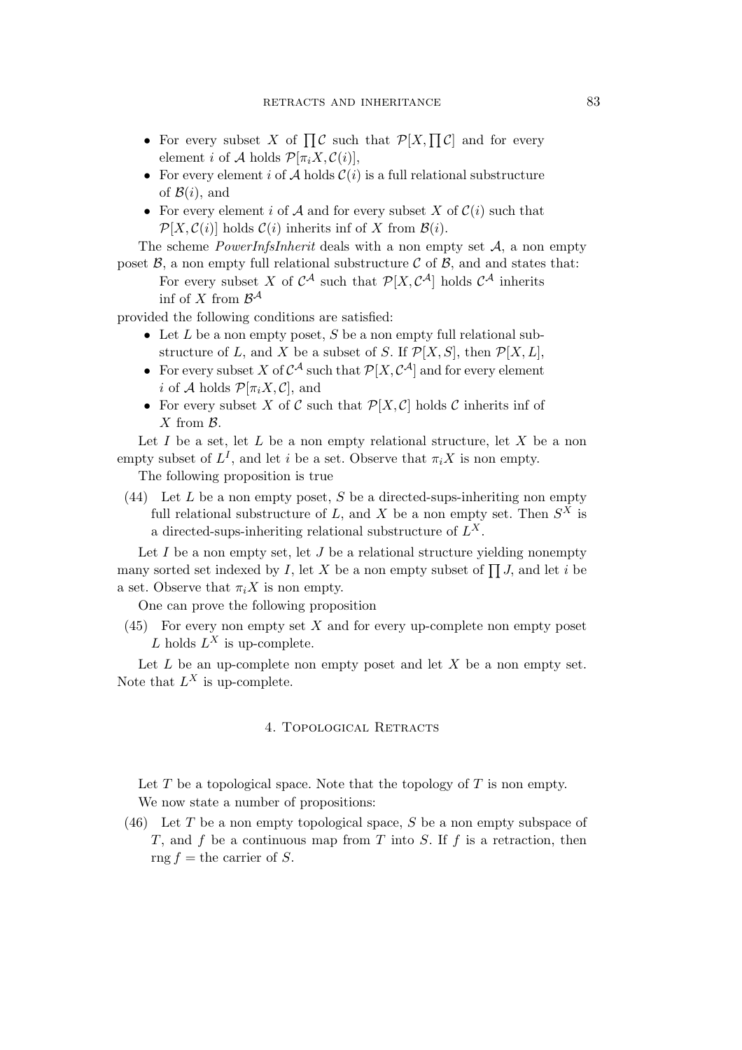- For every subset $X$ of $\prod \mathcal{C}$ such that $\mathcal{P}[X, \prod \mathcal{C}]$ and for every element $i$ of $\mathcal{A}$ holds $\mathcal{P}[\pi_i X, \mathcal{C}(i)]$,
- For every element $i$ of $\mathcal{A}$ holds $\mathcal{C}(i)$ is a full relational substructure of $\mathcal{B}(i)$, and
- For every element $i$ of $\mathcal{A}$ and for every subset $X$ of $\mathcal{C}(i)$ such that $\mathcal{P}[X, \mathcal{C}(i)]$ holds $\mathcal{C}(i)$ inherits inf of $X$ from $\mathcal{B}(i)$.

The scheme *PowerInfsInherit* deals with a non empty set $\mathcal{A}$, a non empty poset $\mathcal{B}$, a non empty full relational substructure $\mathcal{C}$ of $\mathcal{B}$, and and states that:

For every subset $X$ of $\mathcal{C}^{\mathcal{A}}$ such that $\mathcal{P}[X, \mathcal{C}^{\mathcal{A}}]$ holds $\mathcal{C}^{\mathcal{A}}$ inherits inf of $X$ from $\mathcal{B}^{\mathcal{A}}$

provided the following conditions are satisfied:

- Let $L$ be a non empty poset, $S$ be a non empty full relational substructure of $L$, and $X$ be a subset of $S$. If $\mathcal{P}[X, S]$, then $\mathcal{P}[X, L]$,
- For every subset $X$ of $\mathcal{C}^{\mathcal{A}}$ such that $\mathcal{P}[X, \mathcal{C}^{\mathcal{A}}]$ and for every element $i$ of $\mathcal{A}$ holds $\mathcal{P}[\pi_i X, \mathcal{C}]$, and
- For every subset $X$ of $\mathcal{C}$ such that $\mathcal{P}[X, \mathcal{C}]$ holds $\mathcal{C}$ inherits inf of $X$ from $\mathcal{B}$.

Let $I$ be a set, let $L$ be a non empty relational structure, let $X$ be a non empty subset of $L^I$, and let $i$ be a set. Observe that $\pi_i X$ is non empty.

The following proposition is true

(44) Let $L$ be a non empty poset, $S$ be a directed-sups-inheriting non empty full relational substructure of $L$, and $X$ be a non empty set. Then $S^X$ is a directed-sups-inheriting relational substructure of $L^X$.

Let $I$ be a non empty set, let $J$ be a relational structure yielding nonempty many sorted set indexed by $I$, let $X$ be a non empty subset of $\prod J$, and let $i$ be a set. Observe that $\pi_i X$ is non empty.

One can prove the following proposition

(45) For every non empty set $X$ and for every up-complete non empty poset $L$ holds $L^X$ is up-complete.

Let $L$ be an up-complete non empty poset and let $X$ be a non empty set. Note that $L^X$ is up-complete.

## 4. Topological Retracts

Let $T$ be a topological space. Note that the topology of $T$ is non empty.

We now state a number of propositions:

(46) Let $T$ be a non empty topological space, $S$ be a non empty subspace of $T$, and $f$ be a continuous map from $T$ into $S$. If $f$ is a retraction, then $\operatorname{rng} f =$ the carrier of $S$.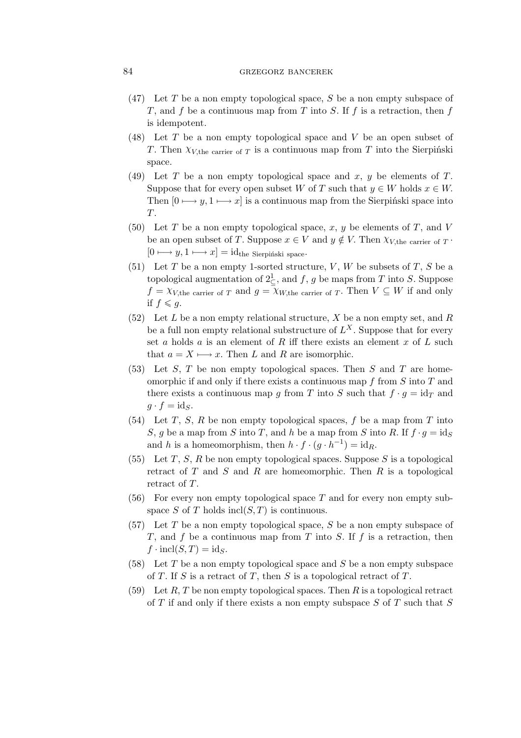(47) Let $T$ be a non empty topological space, $S$ be a non empty subspace of $T$, and $f$ be a continuous map from $T$ into $S$. If $f$ is a retraction, then $f$ is idempotent.

(48) Let $T$ be a non empty topological space and $V$ be an open subset of $T$. Then $\chi_{V,\text{the carrier of } T}$ is a continuous map from $T$ into the Sierpiński space.

(49) Let $T$ be a non empty topological space and $x$, $y$ be elements of $T$. Suppose that for every open subset $W$ of $T$ such that $y \in W$ holds $x \in W$. Then $[0 \longmapsto y, 1 \longmapsto x]$ is a continuous map from the Sierpiński space into $T$.

(50) Let $T$ be a non empty topological space, $x$, $y$ be elements of $T$, and $V$ be an open subset of $T$. Suppose $x \in V$ and $y \notin V$. Then $\chi_{V,\text{the carrier of } T} \cdot [0 \longmapsto y, 1 \longmapsto x] = \text{id}_{\text{the Sierpiński space}}$.

(51) Let $T$ be a non empty 1-sorted structure, $V$, $W$ be subsets of $T$, $S$ be a topological augmentation of $2^1_\subseteq$, and $f$, $g$ be maps from $T$ into $S$. Suppose $f = \chi_{V,\text{the carrier of } T}$ and $g = \chi_{W,\text{the carrier of } T}$. Then $V \subseteq W$ if and only if $f \leqslant g$.

(52) Let $L$ be a non empty relational structure, $X$ be a non empty set, and $R$ be a full non empty relational substructure of $L^X$. Suppose that for every set $a$ holds $a$ is an element of $R$ iff there exists an element $x$ of $L$ such that $a = X \longmapsto x$. Then $L$ and $R$ are isomorphic.

(53) Let $S$, $T$ be non empty topological spaces. Then $S$ and $T$ are homeomorphic if and only if there exists a continuous map $f$ from $S$ into $T$ and there exists a continuous map $g$ from $T$ into $S$ such that $f \cdot g = \text{id}_T$ and $g \cdot f = \text{id}_S$.

(54) Let $T$, $S$, $R$ be non empty topological spaces, $f$ be a map from $T$ into $S$, $g$ be a map from $S$ into $T$, and $h$ be a map from $S$ into $R$. If $f \cdot g = \text{id}_S$ and $h$ is a homeomorphism, then $h \cdot f \cdot (g \cdot h^{-1}) = \text{id}_R$.

(55) Let $T$, $S$, $R$ be non empty topological spaces. Suppose $S$ is a topological retract of $T$ and $S$ and $R$ are homeomorphic. Then $R$ is a topological retract of $T$.

(56) For every non empty topological space $T$ and for every non empty subspace $S$ of $T$ holds $\text{incl}(S, T)$ is continuous.

(57) Let $T$ be a non empty topological space, $S$ be a non empty subspace of $T$, and $f$ be a continuous map from $T$ into $S$. If $f$ is a retraction, then $f \cdot \text{incl}(S, T) = \text{id}_S$.

(58) Let $T$ be a non empty topological space and $S$ be a non empty subspace of $T$. If $S$ is a retract of $T$, then $S$ is a topological retract of $T$.

(59) Let $R$, $T$ be non empty topological spaces. Then $R$ is a topological retract of $T$ if and only if there exists a non empty subspace $S$ of $T$ such that $S$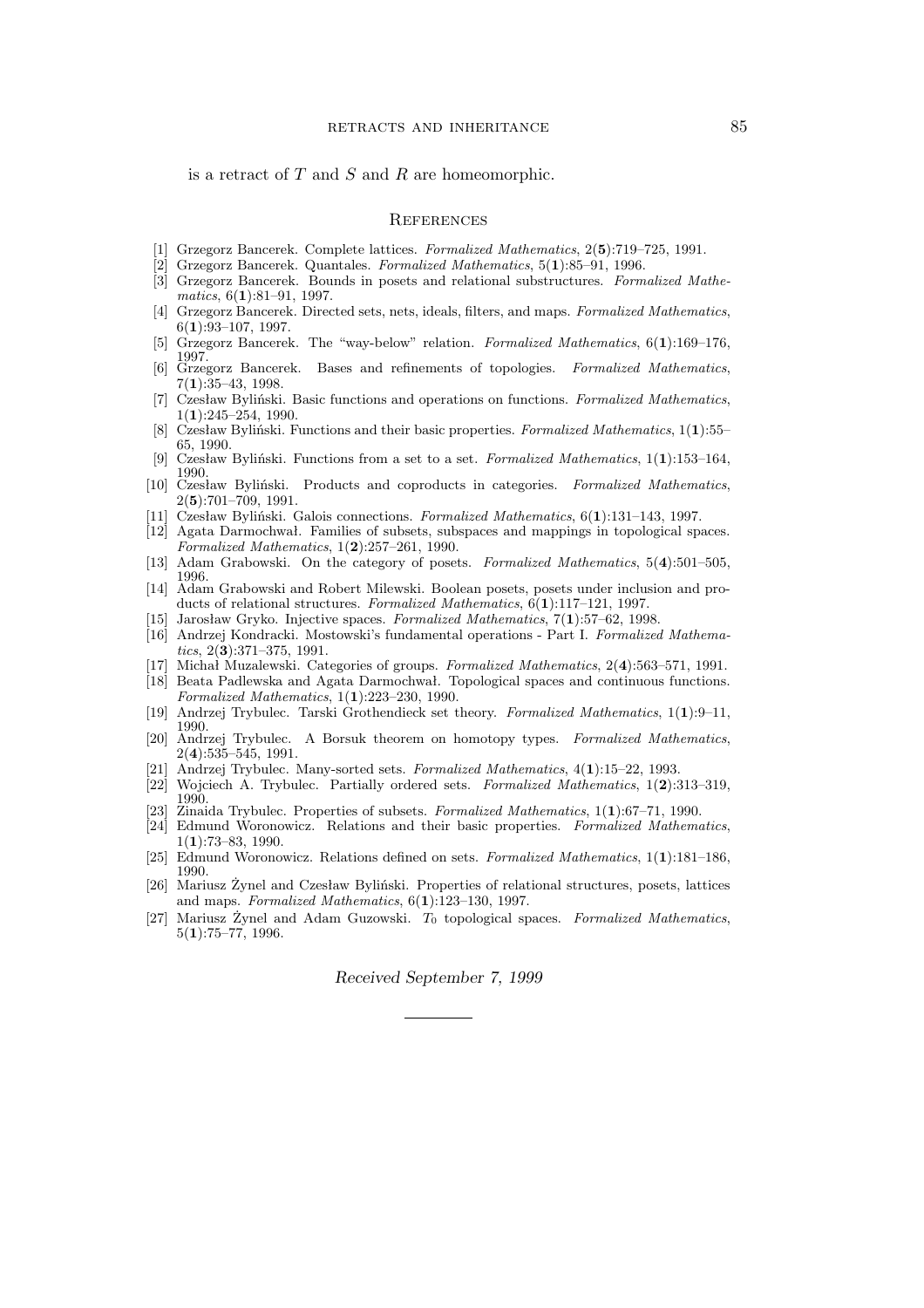is a retract of $T$ and $S$ and $R$ are homeomorphic.

## References

[1] Grzegorz Bancerek. Complete lattices. *Formalized Mathematics*, 2(**5**):719–725, 1991.

[2] Grzegorz Bancerek. Quantales. *Formalized Mathematics*, 5(**1**):85–91, 1996.

[3] Grzegorz Bancerek. Bounds in posets and relational substructures. *Formalized Mathematics*, 6(**1**):81–91, 1997.

[4] Grzegorz Bancerek. Directed sets, nets, ideals, filters, and maps. *Formalized Mathematics*, 6(**1**):93–107, 1997.

[5] Grzegorz Bancerek. The "way-below" relation. *Formalized Mathematics*, 6(**1**):169–176, 1997.

[6] Grzegorz Bancerek. Bases and refinements of topologies. *Formalized Mathematics*, 7(**1**):35–43, 1998.

[7] Czesław Byliński. Basic functions and operations on functions. *Formalized Mathematics*, 1(**1**):245–254, 1990.

[8] Czesław Byliński. Functions and their basic properties. *Formalized Mathematics*, 1(**1**):55–65, 1990.

[9] Czesław Byliński. Functions from a set to a set. *Formalized Mathematics*, 1(**1**):153–164, 1990.

[10] Czesław Byliński. Products and coproducts in categories. *Formalized Mathematics*, 2(**5**):701–709, 1991.

[11] Czesław Byliński. Galois connections. *Formalized Mathematics*, 6(**1**):131–143, 1997.

[12] Agata Darmochwał. Families of subsets, subspaces and mappings in topological spaces. *Formalized Mathematics*, 1(**2**):257–261, 1990.

[13] Adam Grabowski. On the category of posets. *Formalized Mathematics*, 5(**4**):501–505, 1996.

[14] Adam Grabowski and Robert Milewski. Boolean posets, posets under inclusion and products of relational structures. *Formalized Mathematics*, 6(**1**):117–121, 1997.

[15] Jarosław Gryko. Injective spaces. *Formalized Mathematics*, 7(**1**):57–62, 1998.

[16] Andrzej Kondracki. Mostowski's fundamental operations - Part I. *Formalized Mathematics*, 2(**3**):371–375, 1991.

[17] Michał Muzalewski. Categories of groups. *Formalized Mathematics*, 2(**4**):563–571, 1991.

[18] Beata Padlewska and Agata Darmochwał. Topological spaces and continuous functions. *Formalized Mathematics*, 1(**1**):223–230, 1990.

[19] Andrzej Trybulec. Tarski Grothendieck set theory. *Formalized Mathematics*, 1(**1**):9–11, 1990.

[20] Andrzej Trybulec. A Borsuk theorem on homotopy types. *Formalized Mathematics*, 2(**4**):535–545, 1991.

[21] Andrzej Trybulec. Many-sorted sets. *Formalized Mathematics*, 4(**1**):15–22, 1993.

[22] Wojciech A. Trybulec. Partially ordered sets. *Formalized Mathematics*, 1(**2**):313–319, 1990.

[23] Zinaida Trybulec. Properties of subsets. *Formalized Mathematics*, 1(**1**):67–71, 1990.

[24] Edmund Woronowicz. Relations and their basic properties. *Formalized Mathematics*, 1(**1**):73–83, 1990.

[25] Edmund Woronowicz. Relations defined on sets. *Formalized Mathematics*, 1(**1**):181–186, 1990.

[26] Mariusz Żynel and Czesław Byliński. Properties of relational structures, posets, lattices and maps. *Formalized Mathematics*, 6(**1**):123–130, 1997.

[27] Mariusz Żynel and Adam Guzowski. $T_0$ topological spaces. *Formalized Mathematics*, 5(**1**):75–77, 1996.

*Received September 7, 1999*